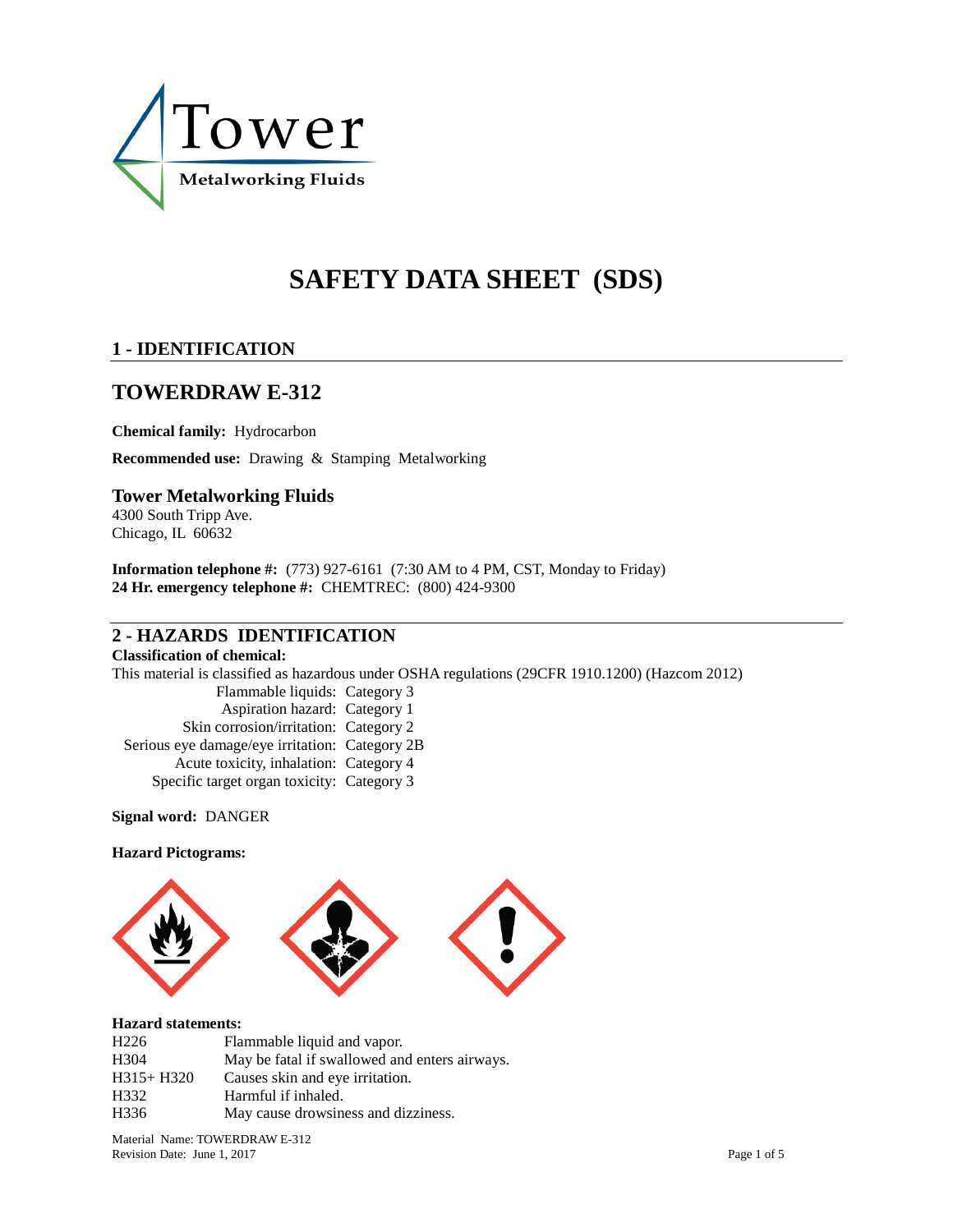Tower Metalworking Fluids

# SAFETY DATA SHEET (SDS)

## 1 - IDENTIFICATION

## TOWERDRAW E-312

**Chemical family:** Hydrocarbon

**Recommended use:** Drawing & Stamping Metalworking

### Tower Metalworking Fluids

4300 South Tripp Ave.
Chicago, IL 60632

**Information telephone #:** (773) 927-6161 (7:30 AM to 4 PM, CST, Monday to Friday)
**24 Hr. emergency telephone #:** CHEMTREC: (800) 424-9300

## 2 - HAZARDS IDENTIFICATION

**Classification of chemical:**

This material is classified as hazardous under OSHA regulations (29CFR 1910.1200) (Hazcom 2012)

| Hazard class | Category |
|---|---|
| Flammable liquids: | Category 3 |
| Aspiration hazard: | Category 1 |
| Skin corrosion/irritation: | Category 2 |
| Serious eye damage/eye irritation: | Category 2B |
| Acute toxicity, inhalation: | Category 4 |
| Specific target organ toxicity: | Category 3 |

**Signal word:** DANGER

**Hazard Pictograms:**

**Hazard statements:**

| Code | Statement |
|---|---|
| H226 | Flammable liquid and vapor. |
| H304 | May be fatal if swallowed and enters airways. |
| H315+ H320 | Causes skin and eye irritation. |
| H332 | Harmful if inhaled. |
| H336 | May cause drowsiness and dizziness. |

Material Name: TOWERDRAW E-312
Revision Date: June 1, 2017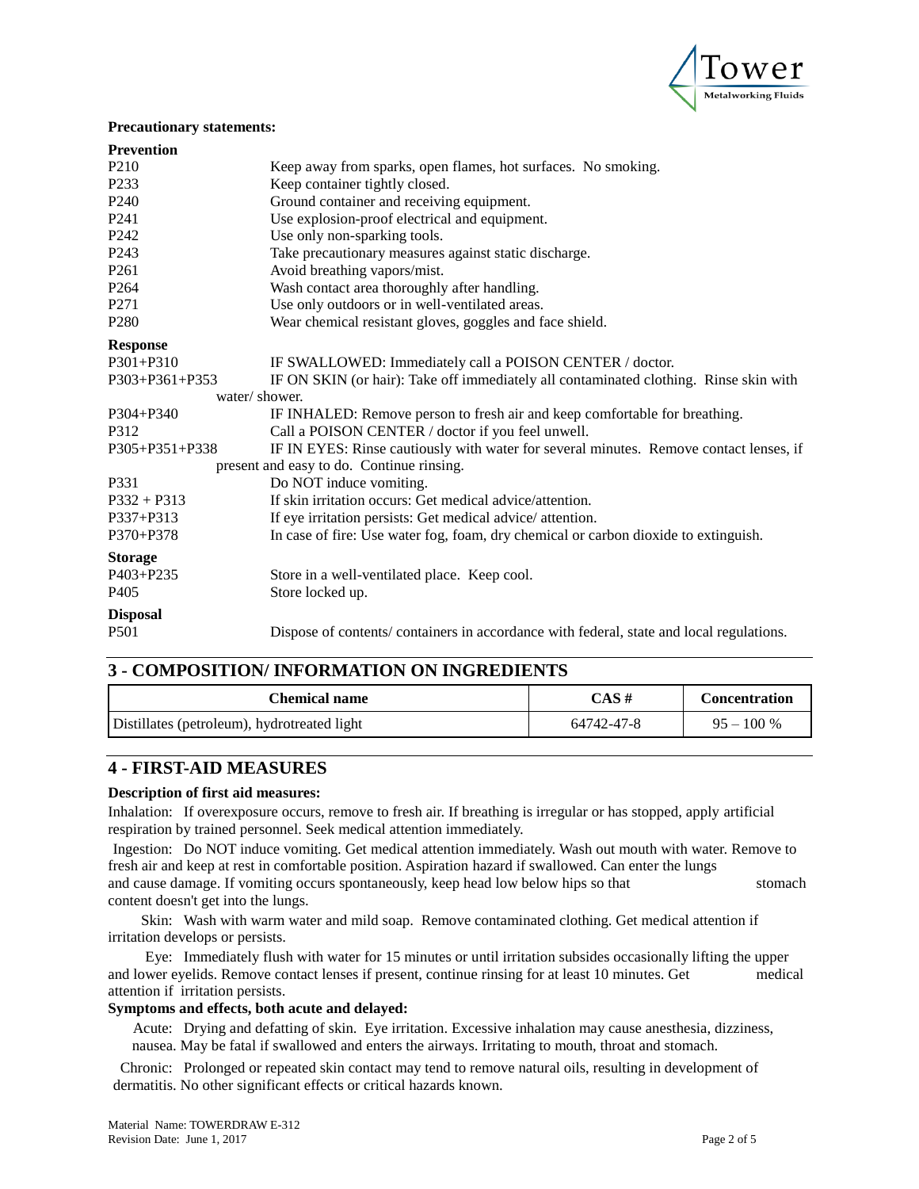**Precautionary statements:**

**Prevention**

| | |
|---|---|
| P210 | Keep away from sparks, open flames, hot surfaces. No smoking. |
| P233 | Keep container tightly closed. |
| P240 | Ground container and receiving equipment. |
| P241 | Use explosion-proof electrical and equipment. |
| P242 | Use only non-sparking tools. |
| P243 | Take precautionary measures against static discharge. |
| P261 | Avoid breathing vapors/mist. |
| P264 | Wash contact area thoroughly after handling. |
| P271 | Use only outdoors or in well-ventilated areas. |
| P280 | Wear chemical resistant gloves, goggles and face shield. |

**Response**

| | |
|---|---|
| P301+P310 | IF SWALLOWED: Immediately call a POISON CENTER / doctor. |
| P303+P361+P353 | IF ON SKIN (or hair): Take off immediately all contaminated clothing. Rinse skin with water/ shower. |
| P304+P340 | IF INHALED: Remove person to fresh air and keep comfortable for breathing. |
| P312 | Call a POISON CENTER / doctor if you feel unwell. |
| P305+P351+P338 | IF IN EYES: Rinse cautiously with water for several minutes. Remove contact lenses, if present and easy to do. Continue rinsing. |
| P331 | Do NOT induce vomiting. |
| P332 + P313 | If skin irritation occurs: Get medical advice/attention. |
| P337+P313 | If eye irritation persists: Get medical advice/ attention. |
| P370+P378 | In case of fire: Use water fog, foam, dry chemical or carbon dioxide to extinguish. |

**Storage**

| | |
|---|---|
| P403+P235 | Store in a well-ventilated place. Keep cool. |
| P405 | Store locked up. |

**Disposal**

| | |
|---|---|
| P501 | Dispose of contents/ containers in accordance with federal, state and local regulations. |

## 3 - COMPOSITION/ INFORMATION ON INGREDIENTS

| Chemical name | CAS # | Concentration |
|---|---|---|
| Distillates (petroleum), hydrotreated light | 64742-47-8 | 95 – 100 % |

## 4 - FIRST-AID MEASURES

**Description of first aid measures:**

Inhalation: If overexposure occurs, remove to fresh air. If breathing is irregular or has stopped, apply artificial respiration by trained personnel. Seek medical attention immediately.

Ingestion: Do NOT induce vomiting. Get medical attention immediately. Wash out mouth with water. Remove to fresh air and keep at rest in comfortable position. Aspiration hazard if swallowed. Can enter the lungs and cause damage. If vomiting occurs spontaneously, keep head low below hips so that stomach content doesn't get into the lungs.

Skin: Wash with warm water and mild soap. Remove contaminated clothing. Get medical attention if irritation develops or persists.

Eye: Immediately flush with water for 15 minutes or until irritation subsides occasionally lifting the upper and lower eyelids. Remove contact lenses if present, continue rinsing for at least 10 minutes. Get medical attention if irritation persists.

**Symptoms and effects, both acute and delayed:**

Acute: Drying and defatting of skin. Eye irritation. Excessive inhalation may cause anesthesia, dizziness, nausea. May be fatal if swallowed and enters the airways. Irritating to mouth, throat and stomach.

Chronic: Prolonged or repeated skin contact may tend to remove natural oils, resulting in development of dermatitis. No other significant effects or critical hazards known.

Material Name: TOWERDRAW E-312
Revision Date: June 1, 2017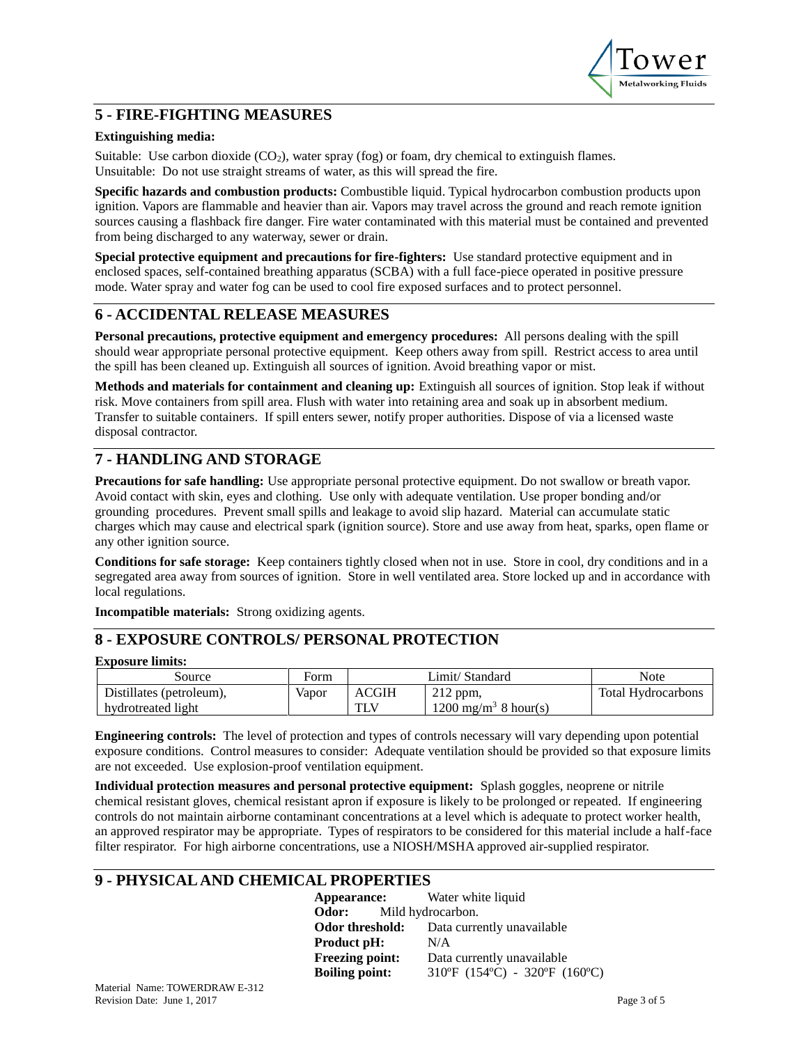## 5 - FIRE-FIGHTING MEASURES

**Extinguishing media:**

Suitable: Use carbon dioxide ($CO_2$), water spray (fog) or foam, dry chemical to extinguish flames.
Unsuitable: Do not use straight streams of water, as this will spread the fire.

**Specific hazards and combustion products:** Combustible liquid. Typical hydrocarbon combustion products upon ignition. Vapors are flammable and heavier than air. Vapors may travel across the ground and reach remote ignition sources causing a flashback fire danger. Fire water contaminated with this material must be contained and prevented from being discharged to any waterway, sewer or drain.

**Special protective equipment and precautions for fire-fighters:** Use standard protective equipment and in enclosed spaces, self-contained breathing apparatus (SCBA) with a full face-piece operated in positive pressure mode. Water spray and water fog can be used to cool fire exposed surfaces and to protect personnel.

## 6 - ACCIDENTAL RELEASE MEASURES

**Personal precautions, protective equipment and emergency procedures:** All persons dealing with the spill should wear appropriate personal protective equipment. Keep others away from spill. Restrict access to area until the spill has been cleaned up. Extinguish all sources of ignition. Avoid breathing vapor or mist.

**Methods and materials for containment and cleaning up:** Extinguish all sources of ignition. Stop leak if without risk. Move containers from spill area. Flush with water into retaining area and soak up in absorbent medium. Transfer to suitable containers. If spill enters sewer, notify proper authorities. Dispose of via a licensed waste disposal contractor.

## 7 - HANDLING AND STORAGE

**Precautions for safe handling:** Use appropriate personal protective equipment. Do not swallow or breath vapor. Avoid contact with skin, eyes and clothing. Use only with adequate ventilation. Use proper bonding and/or grounding procedures. Prevent small spills and leakage to avoid slip hazard. Material can accumulate static charges which may cause and electrical spark (ignition source). Store and use away from heat, sparks, open flame or any other ignition source.

**Conditions for safe storage:** Keep containers tightly closed when not in use. Store in cool, dry conditions and in a segregated area away from sources of ignition. Store in well ventilated area. Store locked up and in accordance with local regulations.

**Incompatible materials:** Strong oxidizing agents.

## 8 - EXPOSURE CONTROLS/ PERSONAL PROTECTION

**Exposure limits:**

| Source | Form | Limit/ Standard | | Note |
|---|---|---|---|---|
| Distillates (petroleum), hydrotreated light | Vapor | ACGIH TLV | 212 ppm, 1200 $mg/m^3$ 8 hour(s) | Total Hydrocarbons |

**Engineering controls:** The level of protection and types of controls necessary will vary depending upon potential exposure conditions. Control measures to consider: Adequate ventilation should be provided so that exposure limits are not exceeded. Use explosion-proof ventilation equipment.

**Individual protection measures and personal protective equipment:** Splash goggles, neoprene or nitrile chemical resistant gloves, chemical resistant apron if exposure is likely to be prolonged or repeated. If engineering controls do not maintain airborne contaminant concentrations at a level which is adequate to protect worker health, an approved respirator may be appropriate. Types of respirators to be considered for this material include a half-face filter respirator. For high airborne concentrations, use a NIOSH/MSHA approved air-supplied respirator.

## 9 - PHYSICAL AND CHEMICAL PROPERTIES

**Appearance:** Water white liquid
**Odor:** Mild hydrocarbon.
**Odor threshold:** Data currently unavailable
**Product pH:** N/A
**Freezing point:** Data currently unavailable
**Boiling point:** 310ºF (154ºC) - 320ºF (160ºC)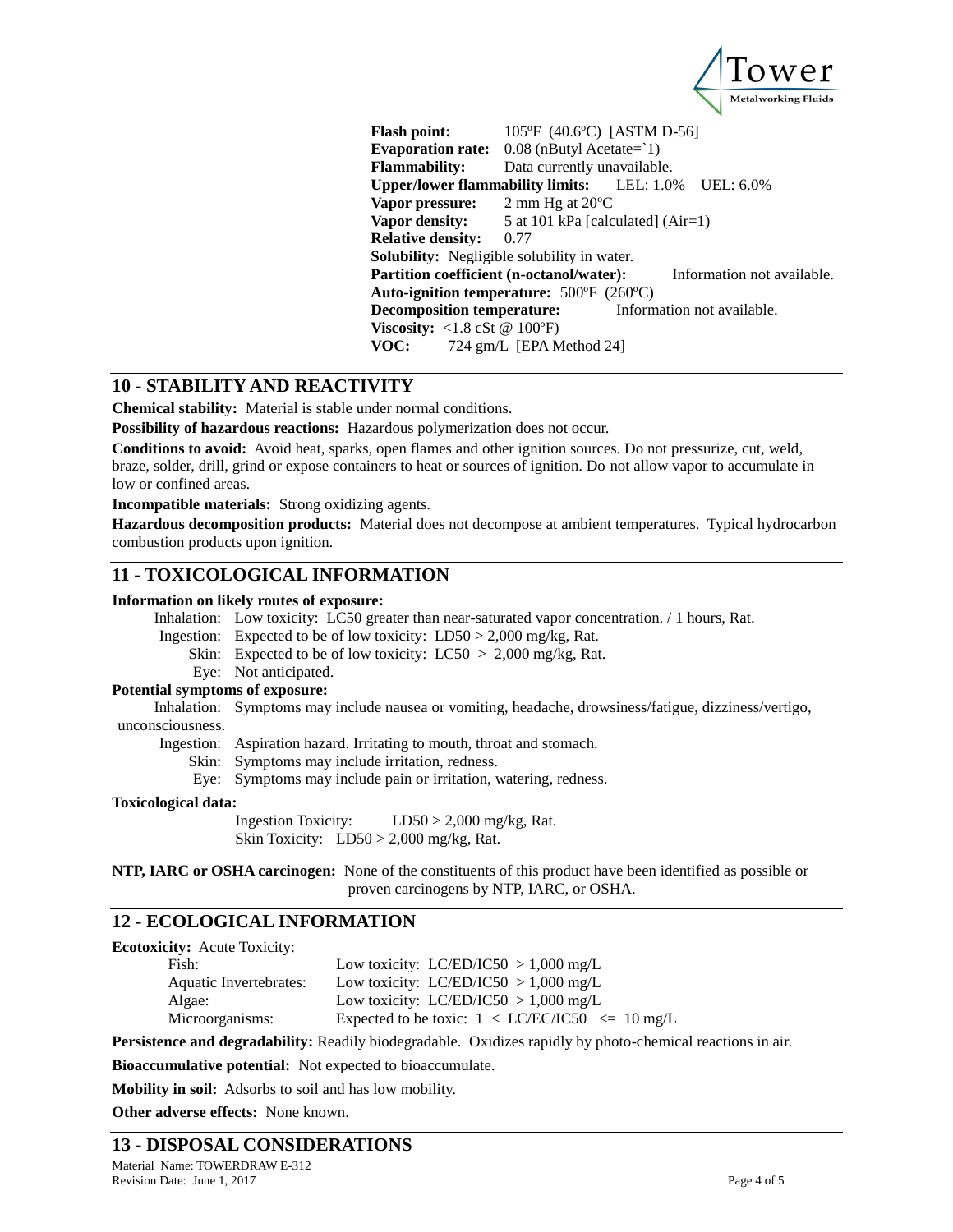**Flash point:** 105ºF (40.6ºC) [ASTM D-56]
**Evaporation rate:** 0.08 (nButyl Acetate=`1)
**Flammability:** Data currently unavailable.
**Upper/lower flammability limits:** LEL: 1.0% UEL: 6.0%
**Vapor pressure:** 2 mm Hg at 20ºC
**Vapor density:** 5 at 101 kPa [calculated] (Air=1)
**Relative density:** 0.77
**Solubility:** Negligible solubility in water.
**Partition coefficient (n-octanol/water):** Information not available.
**Auto-ignition temperature:** 500ºF (260ºC)
**Decomposition temperature:** Information not available.
**Viscosity:** <1.8 cSt @ 100ºF)
**VOC:** 724 gm/L [EPA Method 24]

## 10 - STABILITY AND REACTIVITY

**Chemical stability:** Material is stable under normal conditions.

**Possibility of hazardous reactions:** Hazardous polymerization does not occur.

**Conditions to avoid:** Avoid heat, sparks, open flames and other ignition sources. Do not pressurize, cut, weld, braze, solder, drill, grind or expose containers to heat or sources of ignition. Do not allow vapor to accumulate in low or confined areas.

**Incompatible materials:** Strong oxidizing agents.

**Hazardous decomposition products:** Material does not decompose at ambient temperatures. Typical hydrocarbon combustion products upon ignition.

## 11 - TOXICOLOGICAL INFORMATION

**Information on likely routes of exposure:**

Inhalation: Low toxicity: LC50 greater than near-saturated vapor concentration. / 1 hours, Rat.
Ingestion: Expected to be of low toxicity: LD50 > 2,000 mg/kg, Rat.
Skin: Expected to be of low toxicity: LC50 > 2,000 mg/kg, Rat.
Eye: Not anticipated.

**Potential symptoms of exposure:**

Inhalation: Symptoms may include nausea or vomiting, headache, drowsiness/fatigue, dizziness/vertigo, unconsciousness.
Ingestion: Aspiration hazard. Irritating to mouth, throat and stomach.
Skin: Symptoms may include irritation, redness.
Eye: Symptoms may include pain or irritation, watering, redness.

**Toxicological data:**

Ingestion Toxicity: LD50 > 2,000 mg/kg, Rat.
Skin Toxicity: LD50 > 2,000 mg/kg, Rat.

**NTP, IARC or OSHA carcinogen:** None of the constituents of this product have been identified as possible or proven carcinogens by NTP, IARC, or OSHA.

## 12 - ECOLOGICAL INFORMATION

**Ecotoxicity:** Acute Toxicity:

| | |
|---|---|
| Fish: | Low toxicity: LC/ED/IC50 > 1,000 mg/L |
| Aquatic Invertebrates: | Low toxicity: LC/ED/IC50 > 1,000 mg/L |
| Algae: | Low toxicity: LC/ED/IC50 > 1,000 mg/L |
| Microorganisms: | Expected to be toxic: 1 < LC/EC/IC50 <= 10 mg/L |

**Persistence and degradability:** Readily biodegradable. Oxidizes rapidly by photo-chemical reactions in air.

**Bioaccumulative potential:** Not expected to bioaccumulate.

**Mobility in soil:** Adsorbs to soil and has low mobility.

**Other adverse effects:** None known.

## 13 - DISPOSAL CONSIDERATIONS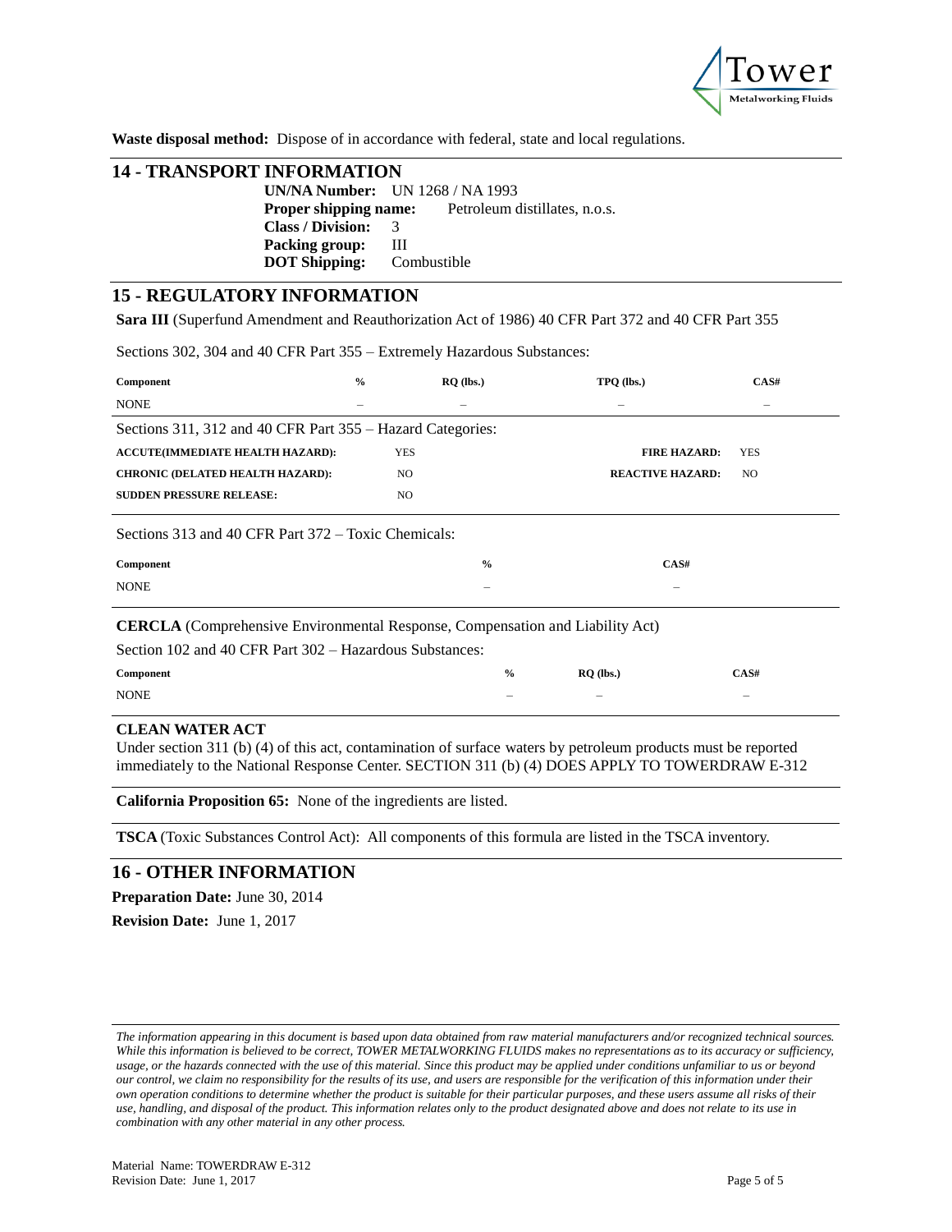**Waste disposal method:** Dispose of in accordance with federal, state and local regulations.

## 14 - TRANSPORT INFORMATION

**UN/NA Number:** UN 1268 / NA 1993
**Proper shipping name:** Petroleum distillates, n.o.s.
**Class / Division:** 3
**Packing group:** III
**DOT Shipping:** Combustible

## 15 - REGULATORY INFORMATION

**Sara III** (Superfund Amendment and Reauthorization Act of 1986) 40 CFR Part 372 and 40 CFR Part 355

Sections 302, 304 and 40 CFR Part 355 – Extremely Hazardous Substances:

| Component | % | RQ (lbs.) | TPQ (lbs.) | CAS# |
|---|---|---|---|---|
| NONE | – | – | – | – |

Sections 311, 312 and 40 CFR Part 355 – Hazard Categories:

| | | | |
|---|---|---|---|
| ACCUTE(IMMEDIATE HEALTH HAZARD): | YES | FIRE HAZARD: | YES |
| CHRONIC (DELATED HEALTH HAZARD): | NO | REACTIVE HAZARD: | NO |
| SUDDEN PRESSURE RELEASE: | NO | | |

Sections 313 and 40 CFR Part 372 – Toxic Chemicals:

| Component | % | CAS# |
|---|---|---|
| NONE | – | – |

**CERCLA** (Comprehensive Environmental Response, Compensation and Liability Act)

Section 102 and 40 CFR Part 302 – Hazardous Substances:

| Component | % | RQ (lbs.) | CAS# |
|---|---|---|---|
| NONE | – | – | – |

**CLEAN WATER ACT**

Under section 311 (b) (4) of this act, contamination of surface waters by petroleum products must be reported immediately to the National Response Center. SECTION 311 (b) (4) DOES APPLY TO TOWERDRAW E-312

**California Proposition 65:** None of the ingredients are listed.

**TSCA** (Toxic Substances Control Act): All components of this formula are listed in the TSCA inventory.

## 16 - OTHER INFORMATION

**Preparation Date:** June 30, 2014

**Revision Date:** June 1, 2017

*The information appearing in this document is based upon data obtained from raw material manufacturers and/or recognized technical sources. While this information is believed to be correct, TOWER METALWORKING FLUIDS makes no representations as to its accuracy or sufficiency, usage, or the hazards connected with the use of this material. Since this product may be applied under conditions unfamiliar to us or beyond our control, we claim no responsibility for the results of its use, and users are responsible for the verification of this information under their own operation conditions to determine whether the product is suitable for their particular purposes, and these users assume all risks of their use, handling, and disposal of the product. This information relates only to the product designated above and does not relate to its use in combination with any other material in any other process.*